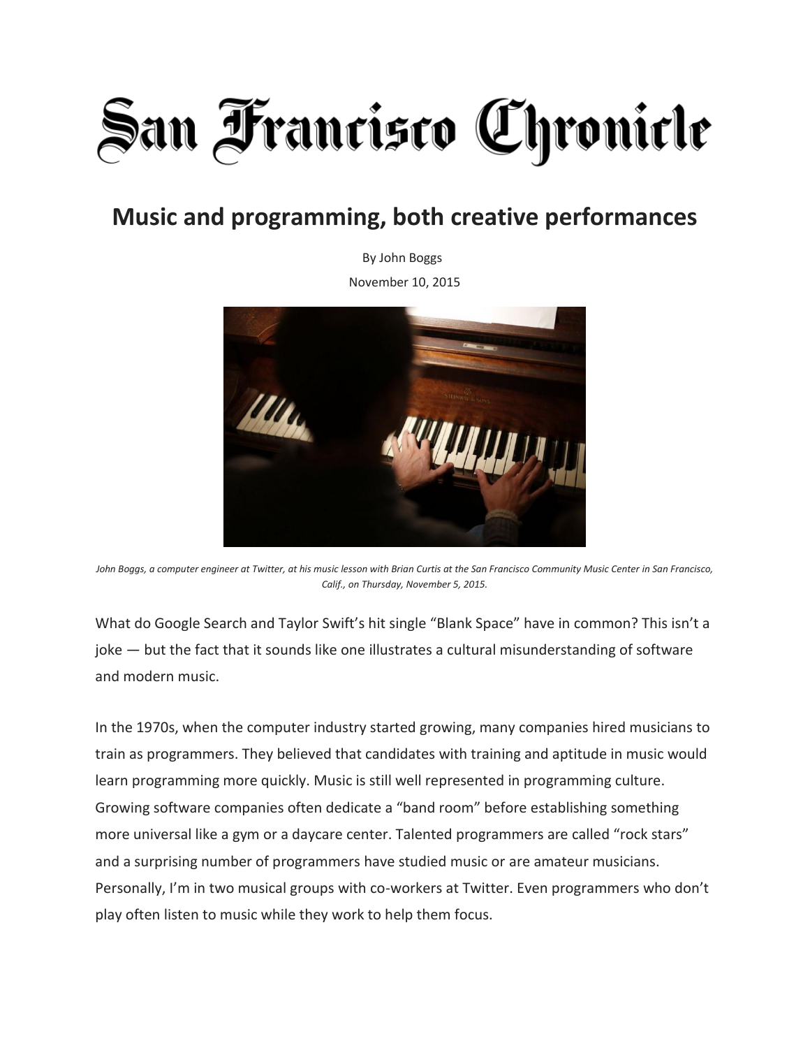# San Francisco Chronicle

## Music and programming, both creative performances

By John Boggs

November 10, 2015

*John Boggs, a computer engineer at Twitter, at his music lesson with Brian Curtis at the San Francisco Community Music Center in San Francisco, Calif., on Thursday, November 5, 2015.*

What do Google Search and Taylor Swift's hit single "Blank Space" have in common? This isn't a joke — but the fact that it sounds like one illustrates a cultural misunderstanding of software and modern music.

In the 1970s, when the computer industry started growing, many companies hired musicians to train as programmers. They believed that candidates with training and aptitude in music would learn programming more quickly. Music is still well represented in programming culture. Growing software companies often dedicate a "band room" before establishing something more universal like a gym or a daycare center. Talented programmers are called "rock stars" and a surprising number of programmers have studied music or are amateur musicians. Personally, I'm in two musical groups with co-workers at Twitter. Even programmers who don't play often listen to music while they work to help them focus.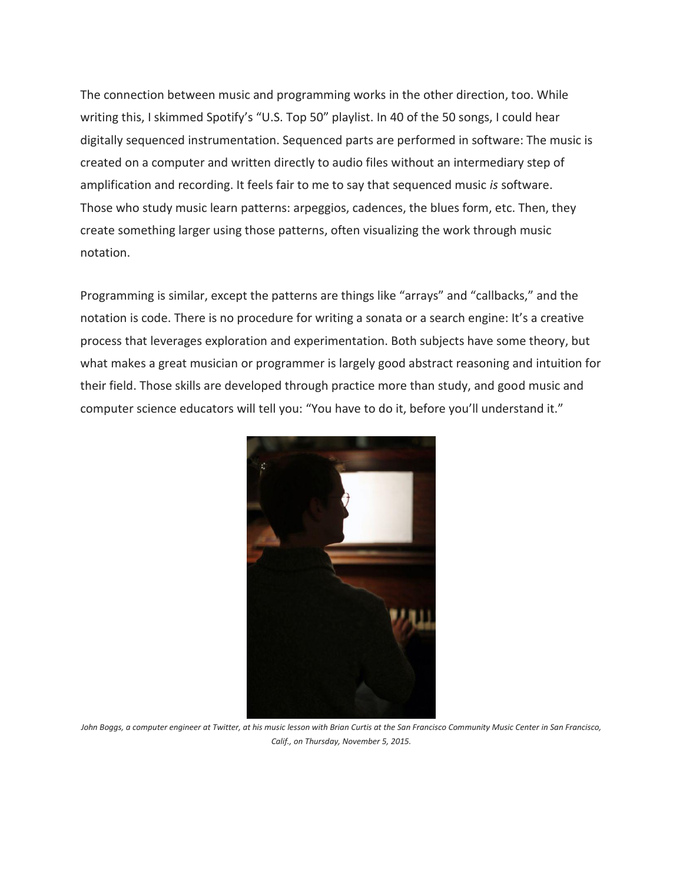The connection between music and programming works in the other direction, too. While writing this, I skimmed Spotify's "U.S. Top 50" playlist. In 40 of the 50 songs, I could hear digitally sequenced instrumentation. Sequenced parts are performed in software: The music is created on a computer and written directly to audio files without an intermediary step of amplification and recording. It feels fair to me to say that sequenced music *is* software. Those who study music learn patterns: arpeggios, cadences, the blues form, etc. Then, they create something larger using those patterns, often visualizing the work through music notation.

Programming is similar, except the patterns are things like "arrays" and "callbacks," and the notation is code. There is no procedure for writing a sonata or a search engine: It's a creative process that leverages exploration and experimentation. Both subjects have some theory, but what makes a great musician or programmer is largely good abstract reasoning and intuition for their field. Those skills are developed through practice more than study, and good music and computer science educators will tell you: "You have to do it, before you'll understand it."

*John Boggs, a computer engineer at Twitter, at his music lesson with Brian Curtis at the San Francisco Community Music Center in San Francisco, Calif., on Thursday, November 5, 2015.*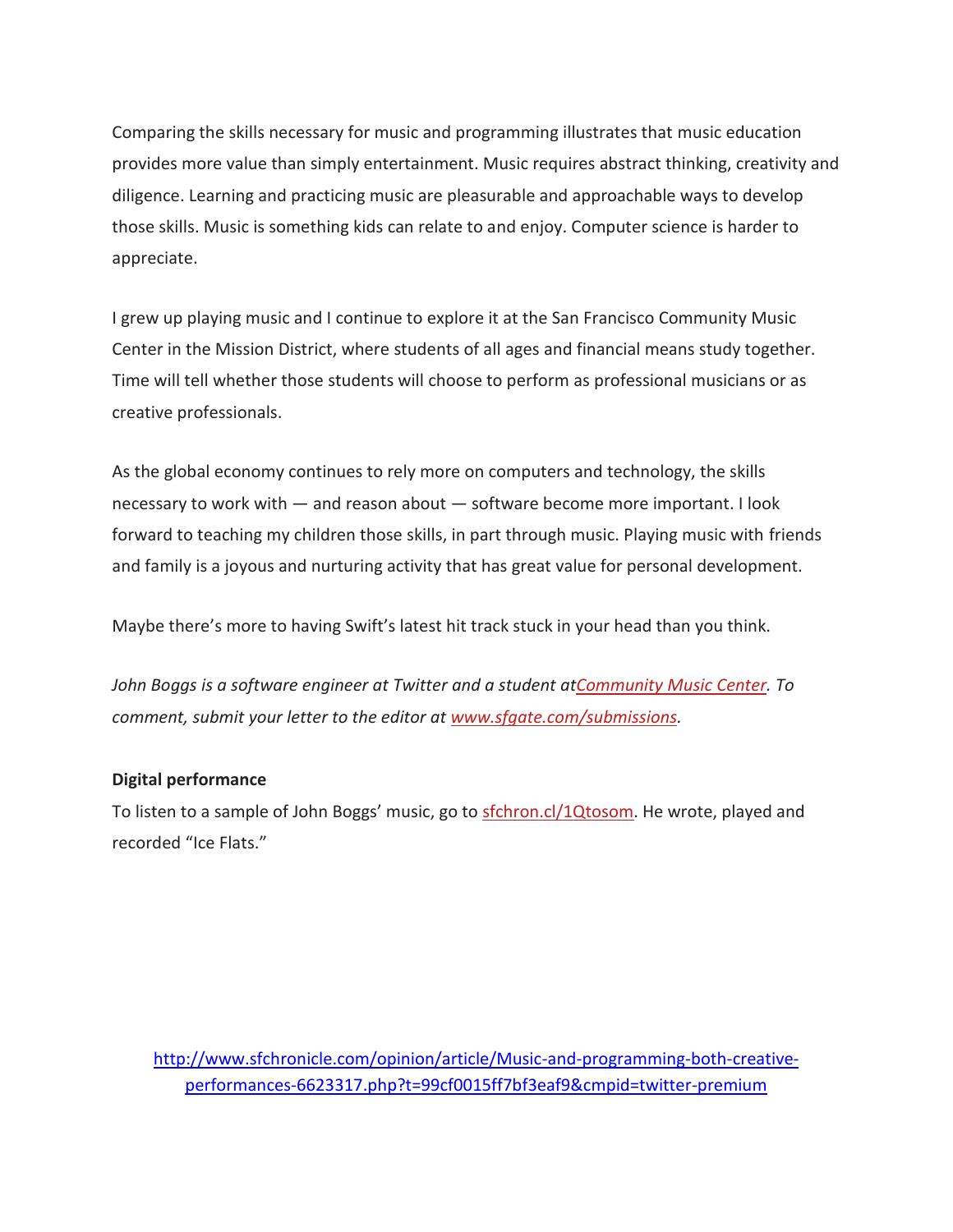Comparing the skills necessary for music and programming illustrates that music education provides more value than simply entertainment. Music requires abstract thinking, creativity and diligence. Learning and practicing music are pleasurable and approachable ways to develop those skills. Music is something kids can relate to and enjoy. Computer science is harder to appreciate.

I grew up playing music and I continue to explore it at the San Francisco Community Music Center in the Mission District, where students of all ages and financial means study together. Time will tell whether those students will choose to perform as professional musicians or as creative professionals.

As the global economy continues to rely more on computers and technology, the skills necessary to work with — and reason about — software become more important. I look forward to teaching my children those skills, in part through music. Playing music with friends and family is a joyous and nurturing activity that has great value for personal development.

Maybe there's more to having Swift's latest hit track stuck in your head than you think.

*John Boggs is a software engineer at Twitter and a student at[Community Music Center](). To comment, submit your letter to the editor at [www.sfgate.com/submissions](www.sfgate.com/submissions).*

**Digital performance**
To listen to a sample of John Boggs' music, go to [sfchron.cl/1Qtosom](sfchron.cl/1Qtosom). He wrote, played and recorded "Ice Flats."

[http://www.sfchronicle.com/opinion/article/Music-and-programming-both-creative-performances-6623317.php?t=99cf0015ff7bf3eaf9&cmpid=twitter-premium](http://www.sfchronicle.com/opinion/article/Music-and-programming-both-creative-performances-6623317.php?t=99cf0015ff7bf3eaf9&cmpid=twitter-premium)